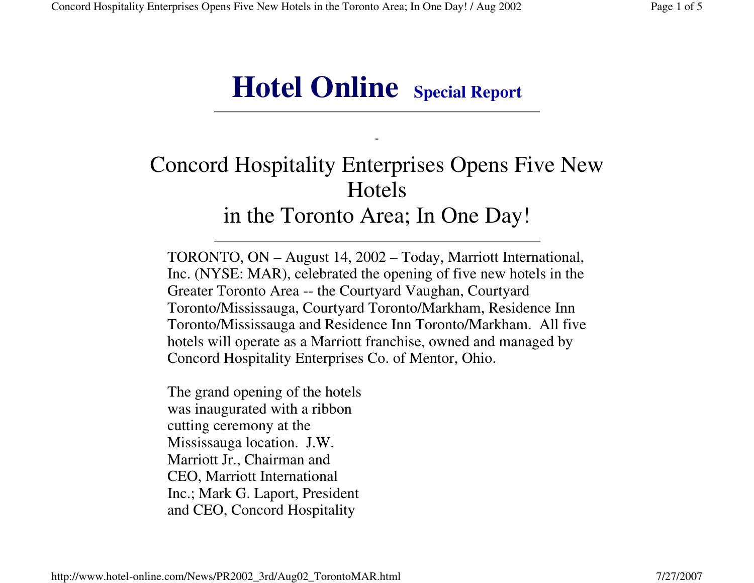# Hotel Online Special Report

## Concord Hospitality Enterprises Opens Five New Hotels in the Toronto Area; In One Day!

TORONTO, ON – August 14, 2002 – Today, Marriott International, Inc. (NYSE: MAR), celebrated the opening of five new hotels in the Greater Toronto Area -- the Courtyard Vaughan, Courtyard Toronto/Mississauga, Courtyard Toronto/Markham, Residence Inn Toronto/Mississauga and Residence Inn Toronto/Markham. All five hotels will operate as a Marriott franchise, owned and managed by Concord Hospitality Enterprises Co. of Mentor, Ohio.

The grand opening of the hotels was inaugurated with a ribbon cutting ceremony at the Mississauga location. J.W. Marriott Jr., Chairman and CEO, Marriott International Inc.; Mark G. Laport, President and CEO, Concord Hospitality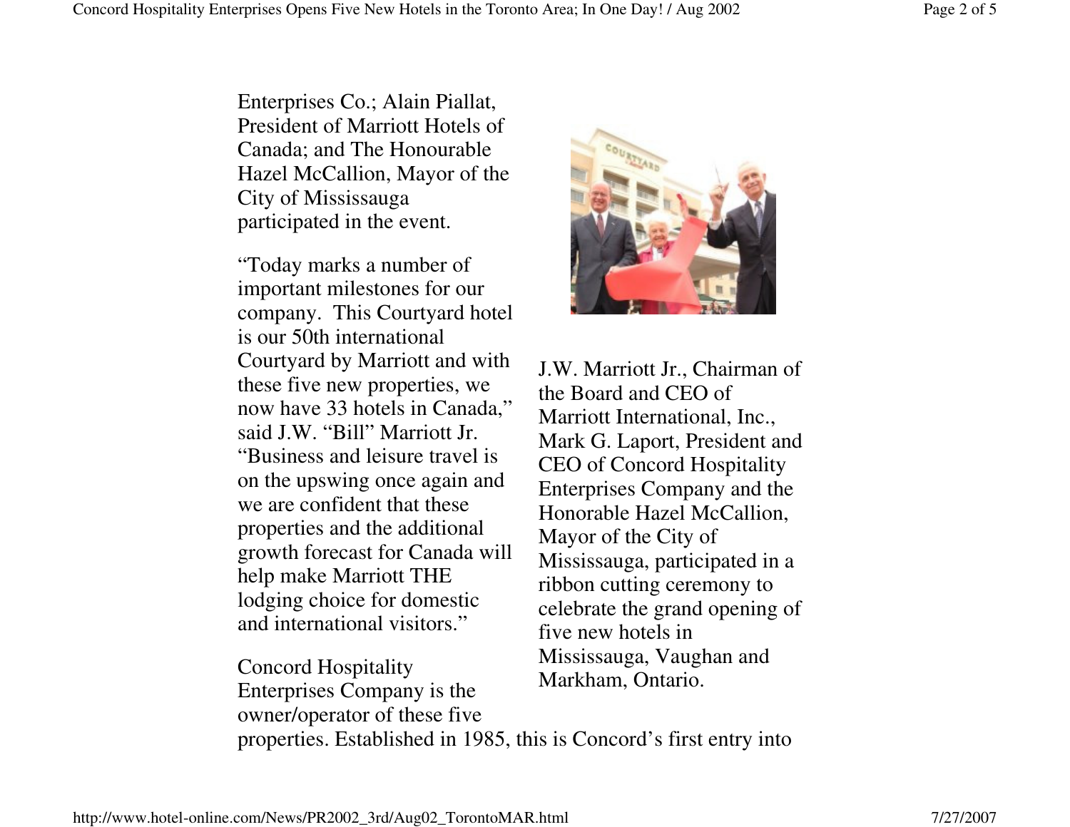Enterprises Co.; Alain Piallat, President of Marriott Hotels of Canada; and The Honourable Hazel McCallion, Mayor of the City of Mississauga participated in the event.

J.W. Marriott Jr., Chairman of the Board and CEO of Marriott International, Inc., Mark G. Laport, President and CEO of Concord Hospitality Enterprises Company and the Honorable Hazel McCallion, Mayor of the City of Mississauga, participated in a ribbon cutting ceremony to celebrate the grand opening of five new hotels in Mississauga, Vaughan and Markham, Ontario.

"Today marks a number of important milestones for our company. This Courtyard hotel is our 50th international Courtyard by Marriott and with these five new properties, we now have 33 hotels in Canada," said J.W. "Bill" Marriott Jr. "Business and leisure travel is on the upswing once again and we are confident that these properties and the additional growth forecast for Canada will help make Marriott THE lodging choice for domestic and international visitors."

Concord Hospitality Enterprises Company is the owner/operator of these five properties. Established in 1985, this is Concord's first entry into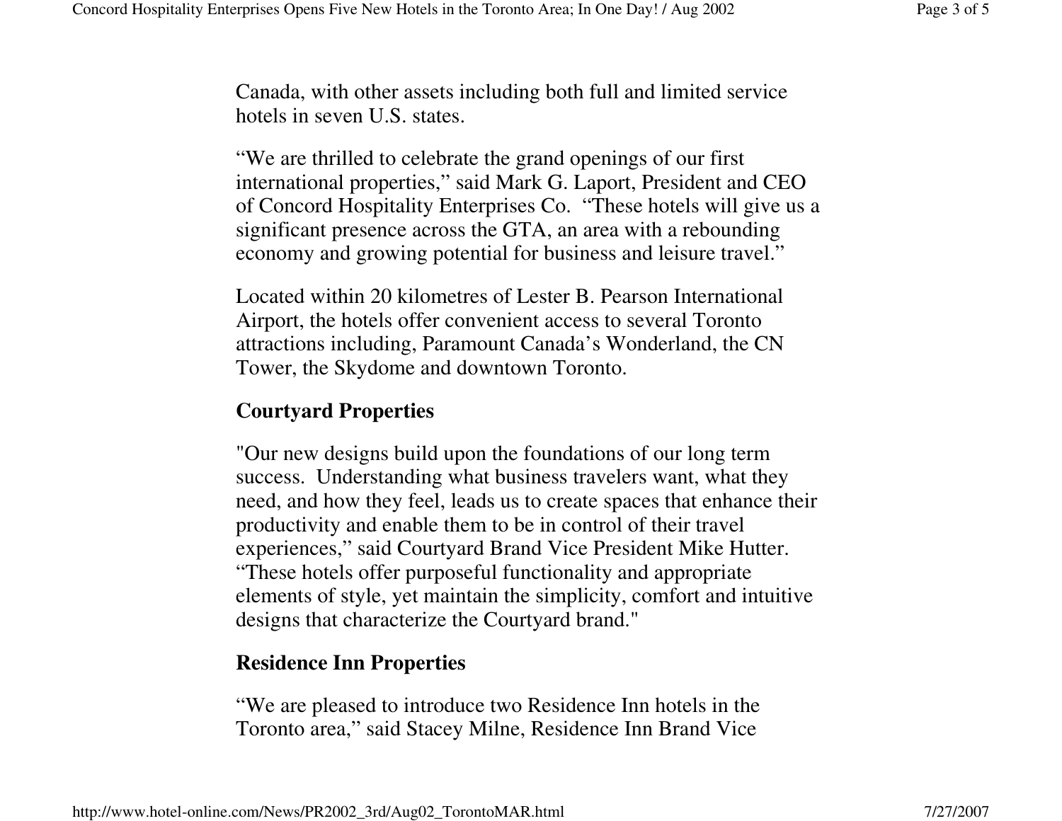Canada, with other assets including both full and limited service hotels in seven U.S. states.

“We are thrilled to celebrate the grand openings of our first international properties,” said Mark G. Laport, President and CEO of Concord Hospitality Enterprises Co. “These hotels will give us a significant presence across the GTA, an area with a rebounding economy and growing potential for business and leisure travel.”

Located within 20 kilometres of Lester B. Pearson International Airport, the hotels offer convenient access to several Toronto attractions including, Paramount Canada’s Wonderland, the CN Tower, the Skydome and downtown Toronto.

**Courtyard Properties**

"Our new designs build upon the foundations of our long term success. Understanding what business travelers want, what they need, and how they feel, leads us to create spaces that enhance their productivity and enable them to be in control of their travel experiences,” said Courtyard Brand Vice President Mike Hutter. “These hotels offer purposeful functionality and appropriate elements of style, yet maintain the simplicity, comfort and intuitive designs that characterize the Courtyard brand."

**Residence Inn Properties**

“We are pleased to introduce two Residence Inn hotels in the Toronto area,” said Stacey Milne, Residence Inn Brand Vice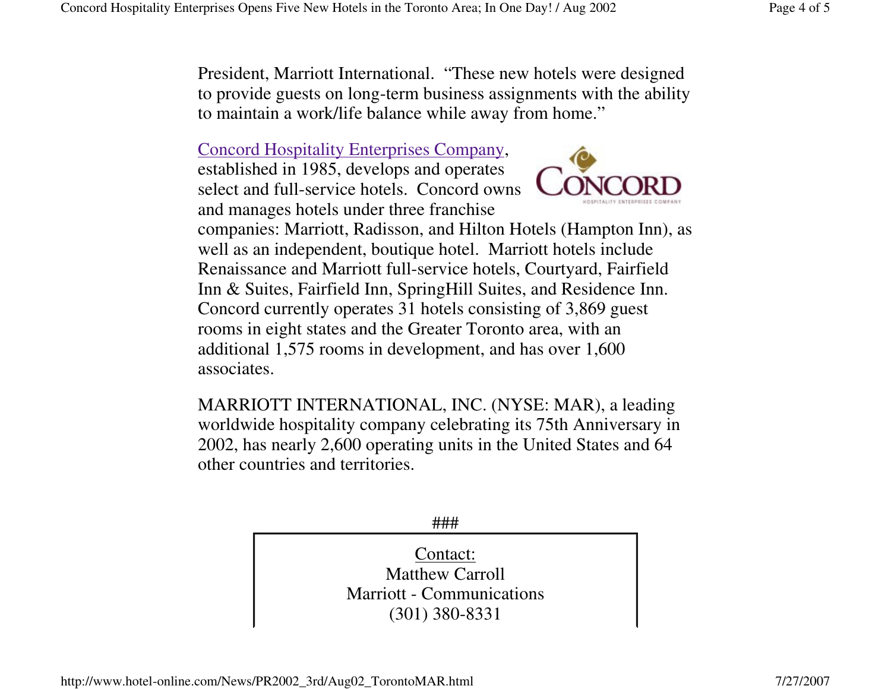President, Marriott International. "These new hotels were designed to provide guests on long-term business assignments with the ability to maintain a work/life balance while away from home."

Concord Hospitality Enterprises Company, established in 1985, develops and operates select and full-service hotels. Concord owns and manages hotels under three franchise companies: Marriott, Radisson, and Hilton Hotels (Hampton Inn), as well as an independent, boutique hotel. Marriott hotels include Renaissance and Marriott full-service hotels, Courtyard, Fairfield Inn & Suites, Fairfield Inn, SpringHill Suites, and Residence Inn. Concord currently operates 31 hotels consisting of 3,869 guest rooms in eight states and the Greater Toronto area, with an additional 1,575 rooms in development, and has over 1,600 associates.

MARRIOTT INTERNATIONAL, INC. (NYSE: MAR), a leading worldwide hospitality company celebrating its 75th Anniversary in 2002, has nearly 2,600 operating units in the United States and 64 other countries and territories.

###

Contact:
Matthew Carroll
Marriott - Communications
(301) 380-8331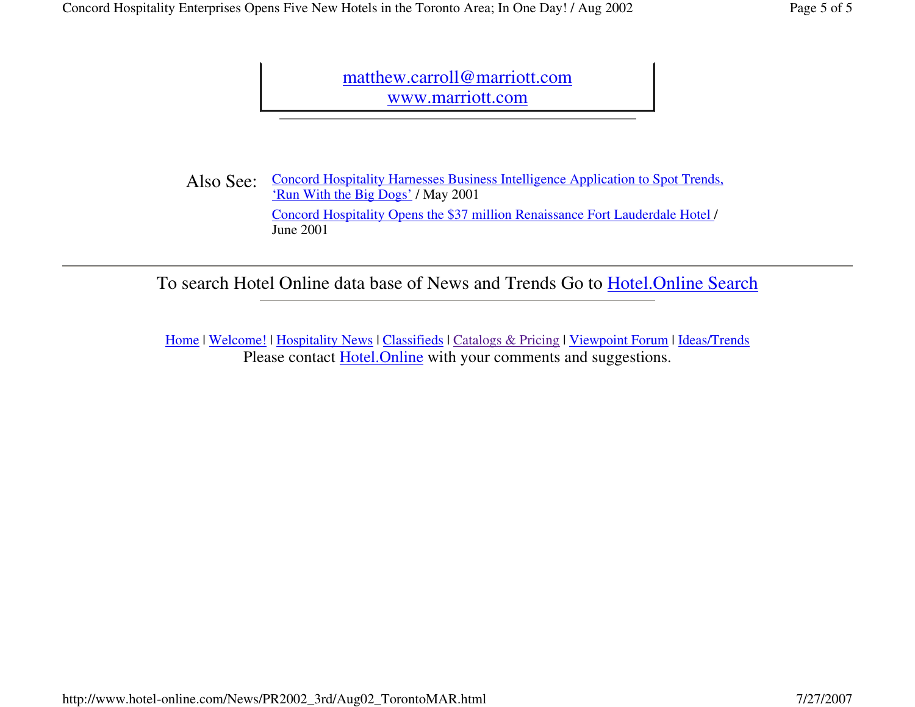matthew.carroll@marriott.com
www.marriott.com

---

Also See: Concord Hospitality Harnesses Business Intelligence Application to Spot Trends, 'Run With the Big Dogs' / May 2001

Concord Hospitality Opens the $37 million Renaissance Fort Lauderdale Hotel / June 2001

---

To search Hotel Online data base of News and Trends Go to Hotel.Online Search

---

Home | Welcome! | Hospitality News | Classifieds | Catalogs & Pricing | Viewpoint Forum | Ideas/Trends
Please contact Hotel.Online with your comments and suggestions.